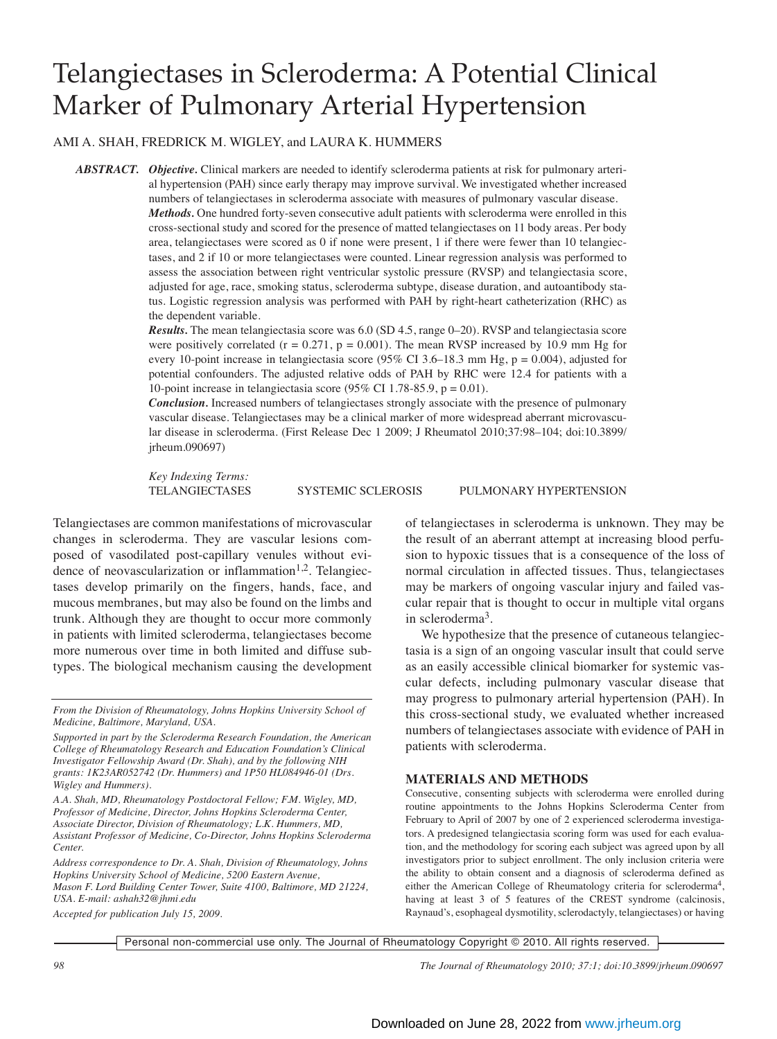# Telangiectases in Scleroderma: A Potential Clinical Marker of Pulmonary Arterial Hypertension

AMI A. SHAH, FREDRICK M. WIGLEY, and LAURA K. HUMMERS

***ABSTRACT.*** ***Objective.*** Clinical markers are needed to identify scleroderma patients at risk for pulmonary arterial hypertension (PAH) since early therapy may improve survival. We investigated whether increased numbers of telangiectases in scleroderma associate with measures of pulmonary vascular disease.

***Methods.*** One hundred forty-seven consecutive adult patients with scleroderma were enrolled in this cross-sectional study and scored for the presence of matted telangiectases on 11 body areas. Per body area, telangiectases were scored as 0 if none were present, 1 if there were fewer than 10 telangiectases, and 2 if 10 or more telangiectases were counted. Linear regression analysis was performed to assess the association between right ventricular systolic pressure (RVSP) and telangiectasia score, adjusted for age, race, smoking status, scleroderma subtype, disease duration, and autoantibody status. Logistic regression analysis was performed with PAH by right-heart catheterization (RHC) as the dependent variable.

***Results.*** The mean telangiectasia score was 6.0 (SD 4.5, range 0–20). RVSP and telangiectasia score were positively correlated ($r = 0.271$, $p = 0.001$). The mean RVSP increased by 10.9 mm Hg for every 10-point increase in telangiectasia score (95% CI 3.6–18.3 mm Hg, $p = 0.004$), adjusted for potential confounders. The adjusted relative odds of PAH by RHC were 12.4 for patients with a 10-point increase in telangiectasia score (95% CI 1.78-85.9, $p = 0.01$).

***Conclusion.*** Increased numbers of telangiectases strongly associate with the presence of pulmonary vascular disease. Telangiectases may be a clinical marker of more widespread aberrant microvascular disease in scleroderma. (First Release Dec 1 2009; J Rheumatol 2010;37:98–104; doi:10.3899/jrheum.090697)

*Key Indexing Terms:*
TELANGIECTASES SYSTEMIC SCLEROSIS PULMONARY HYPERTENSION

Telangiectases are common manifestations of microvascular changes in scleroderma. They are vascular lesions composed of vasodilated post-capillary venules without evidence of neovascularization or inflammation[1,2]. Telangiectases develop primarily on the fingers, hands, face, and mucous membranes, but may also be found on the limbs and trunk. Although they are thought to occur more commonly in patients with limited scleroderma, telangiectases become more numerous over time in both limited and diffuse subtypes. The biological mechanism causing the development of telangiectases in scleroderma is unknown. They may be the result of an aberrant attempt at increasing blood perfusion to hypoxic tissues that is a consequence of the loss of normal circulation in affected tissues. Thus, telangiectases may be markers of ongoing vascular injury and failed vascular repair that is thought to occur in multiple vital organs in scleroderma[3].

We hypothesize that the presence of cutaneous telangiectasia is a sign of an ongoing vascular insult that could serve as an easily accessible clinical biomarker for systemic vascular defects, including pulmonary vascular disease that may progress to pulmonary arterial hypertension (PAH). In this cross-sectional study, we evaluated whether increased numbers of telangiectases associate with evidence of PAH in patients with scleroderma.

*From the Division of Rheumatology, Johns Hopkins University School of Medicine, Baltimore, Maryland, USA.*

*Supported in part by the Scleroderma Research Foundation, the American College of Rheumatology Research and Education Foundation's Clinical Investigator Fellowship Award (Dr. Shah), and by the following NIH grants: 1K23AR052742 (Dr. Hummers) and 1P50 HL084946-01 (Drs. Wigley and Hummers).*

*A.A. Shah, MD, Rheumatology Postdoctoral Fellow; F.M. Wigley, MD, Professor of Medicine, Director, Johns Hopkins Scleroderma Center, Associate Director, Division of Rheumatology; L.K. Hummers, MD, Assistant Professor of Medicine, Co-Director, Johns Hopkins Scleroderma Center.*

*Address correspondence to Dr. A. Shah, Division of Rheumatology, Johns Hopkins University School of Medicine, 5200 Eastern Avenue, Mason F. Lord Building Center Tower, Suite 4100, Baltimore, MD 21224, USA. E-mail: ashah32@jhmi.edu*

*Accepted for publication July 15, 2009.*

## MATERIALS AND METHODS

Consecutive, consenting subjects with scleroderma were enrolled during routine appointments to the Johns Hopkins Scleroderma Center from February to April of 2007 by one of 2 experienced scleroderma investigators. A predesigned telangiectasia scoring form was used for each evaluation, and the methodology for scoring each subject was agreed upon by all investigators prior to subject enrollment. The only inclusion criteria were the ability to obtain consent and a diagnosis of scleroderma defined as either the American College of Rheumatology criteria for scleroderma[4], having at least 3 of 5 features of the CREST syndrome (calcinosis, Raynaud's, esophageal dysmotility, sclerodactyly, telangiectases) or having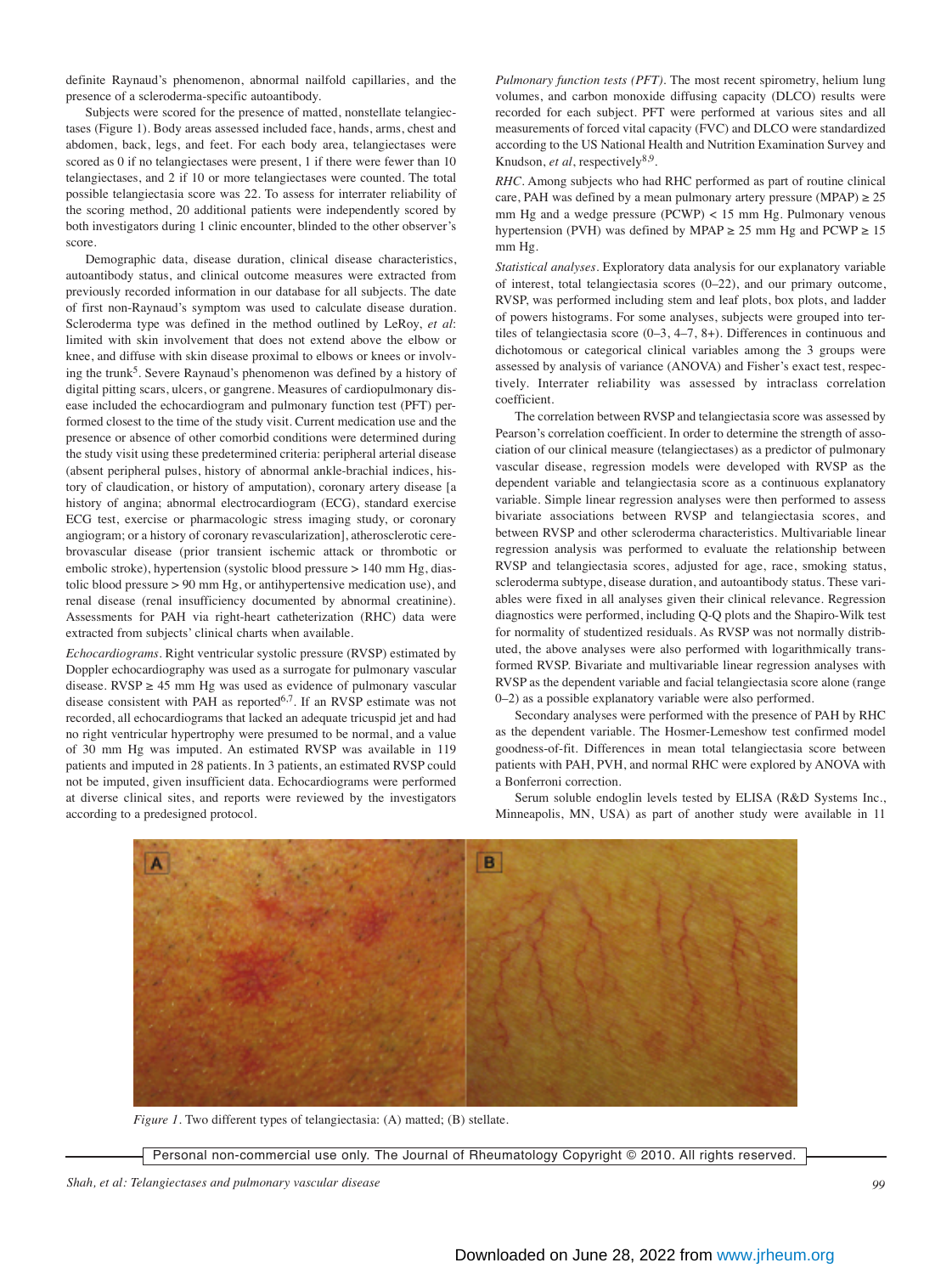definite Raynaud's phenomenon, abnormal nailfold capillaries, and the presence of a scleroderma-specific autoantibody.

Subjects were scored for the presence of matted, nonstellate telangiectases (Figure 1). Body areas assessed included face, hands, arms, chest and abdomen, back, legs, and feet. For each body area, telangiectases were scored as 0 if no telangiectases were present, 1 if there were fewer than 10 telangiectases, and 2 if 10 or more telangiectases were counted. The total possible telangiectasia score was 22. To assess for interrater reliability of the scoring method, 20 additional patients were independently scored by both investigators during 1 clinic encounter, blinded to the other observer's score.

Demographic data, disease duration, clinical disease characteristics, autoantibody status, and clinical outcome measures were extracted from previously recorded information in our database for all subjects. The date of first non-Raynaud's symptom was used to calculate disease duration. Scleroderma type was defined in the method outlined by LeRoy, *et al*: limited with skin involvement that does not extend above the elbow or knee, and diffuse with skin disease proximal to elbows or knees or involving the trunk[5]. Severe Raynaud's phenomenon was defined by a history of digital pitting scars, ulcers, or gangrene. Measures of cardiopulmonary disease included the echocardiogram and pulmonary function test (PFT) performed closest to the time of the study visit. Current medication use and the presence or absence of other comorbid conditions were determined during the study visit using these predetermined criteria: peripheral arterial disease (absent peripheral pulses, history of abnormal ankle-brachial indices, history of claudication, or history of amputation), coronary artery disease [a history of angina; abnormal electrocardiogram (ECG), standard exercise ECG test, exercise or pharmacologic stress imaging study, or coronary angiogram; or a history of coronary revascularization], atherosclerotic cerebrovascular disease (prior transient ischemic attack or thrombotic or embolic stroke), hypertension (systolic blood pressure > 140 mm Hg, diastolic blood pressure > 90 mm Hg, or antihypertensive medication use), and renal disease (renal insufficiency documented by abnormal creatinine). Assessments for PAH via right-heart catheterization (RHC) data were extracted from subjects' clinical charts when available.

*Echocardiograms*. Right ventricular systolic pressure (RVSP) estimated by Doppler echocardiography was used as a surrogate for pulmonary vascular disease. RVSP ≥ 45 mm Hg was used as evidence of pulmonary vascular disease consistent with PAH as reported[6,7]. If an RVSP estimate was not recorded, all echocardiograms that lacked an adequate tricuspid jet and had no right ventricular hypertrophy were presumed to be normal, and a value of 30 mm Hg was imputed. An estimated RVSP was available in 119 patients and imputed in 28 patients. In 3 patients, an estimated RVSP could not be imputed, given insufficient data. Echocardiograms were performed at diverse clinical sites, and reports were reviewed by the investigators according to a predesigned protocol.

*Pulmonary function tests (PFT)*. The most recent spirometry, helium lung volumes, and carbon monoxide diffusing capacity (DLCO) results were recorded for each subject. PFT were performed at various sites and all measurements of forced vital capacity (FVC) and DLCO were standardized according to the US National Health and Nutrition Examination Survey and Knudson, *et al*, respectively[8,9].

*RHC*. Among subjects who had RHC performed as part of routine clinical care, PAH was defined by a mean pulmonary artery pressure (MPAP) ≥ 25 mm Hg and a wedge pressure (PCWP) < 15 mm Hg. Pulmonary venous hypertension (PVH) was defined by MPAP ≥ 25 mm Hg and PCWP ≥ 15 mm Hg.

*Statistical analyses*. Exploratory data analysis for our explanatory variable of interest, total telangiectasia scores (0–22), and our primary outcome, RVSP, was performed including stem and leaf plots, box plots, and ladder of powers histograms. For some analyses, subjects were grouped into tertiles of telangiectasia score (0–3, 4–7, 8+). Differences in continuous and dichotomous or categorical clinical variables among the 3 groups were assessed by analysis of variance (ANOVA) and Fisher's exact test, respectively. Interrater reliability was assessed by intraclass correlation coefficient.

The correlation between RVSP and telangiectasia score was assessed by Pearson's correlation coefficient. In order to determine the strength of association of our clinical measure (telangiectases) as a predictor of pulmonary vascular disease, regression models were developed with RVSP as the dependent variable and telangiectasia score as a continuous explanatory variable. Simple linear regression analyses were then performed to assess bivariate associations between RVSP and telangiectasia scores, and between RVSP and other scleroderma characteristics. Multivariable linear regression analysis was performed to evaluate the relationship between RVSP and telangiectasia scores, adjusted for age, race, smoking status, scleroderma subtype, disease duration, and autoantibody status. These variables were fixed in all analyses given their clinical relevance. Regression diagnostics were performed, including Q-Q plots and the Shapiro-Wilk test for normality of studentized residuals. As RVSP was not normally distributed, the above analyses were also performed with logarithmically transformed RVSP. Bivariate and multivariable linear regression analyses with RVSP as the dependent variable and facial telangiectasia score alone (range 0–2) as a possible explanatory variable were also performed.

Secondary analyses were performed with the presence of PAH by RHC as the dependent variable. The Hosmer-Lemeshow test confirmed model goodness-of-fit. Differences in mean total telangiectasia score between patients with PAH, PVH, and normal RHC were explored by ANOVA with a Bonferroni correction.

Serum soluble endoglin levels tested by ELISA (R&D Systems Inc., Minneapolis, MN, USA) as part of another study were available in 11

*Figure 1*. Two different types of telangiectasia: (A) matted; (B) stellate.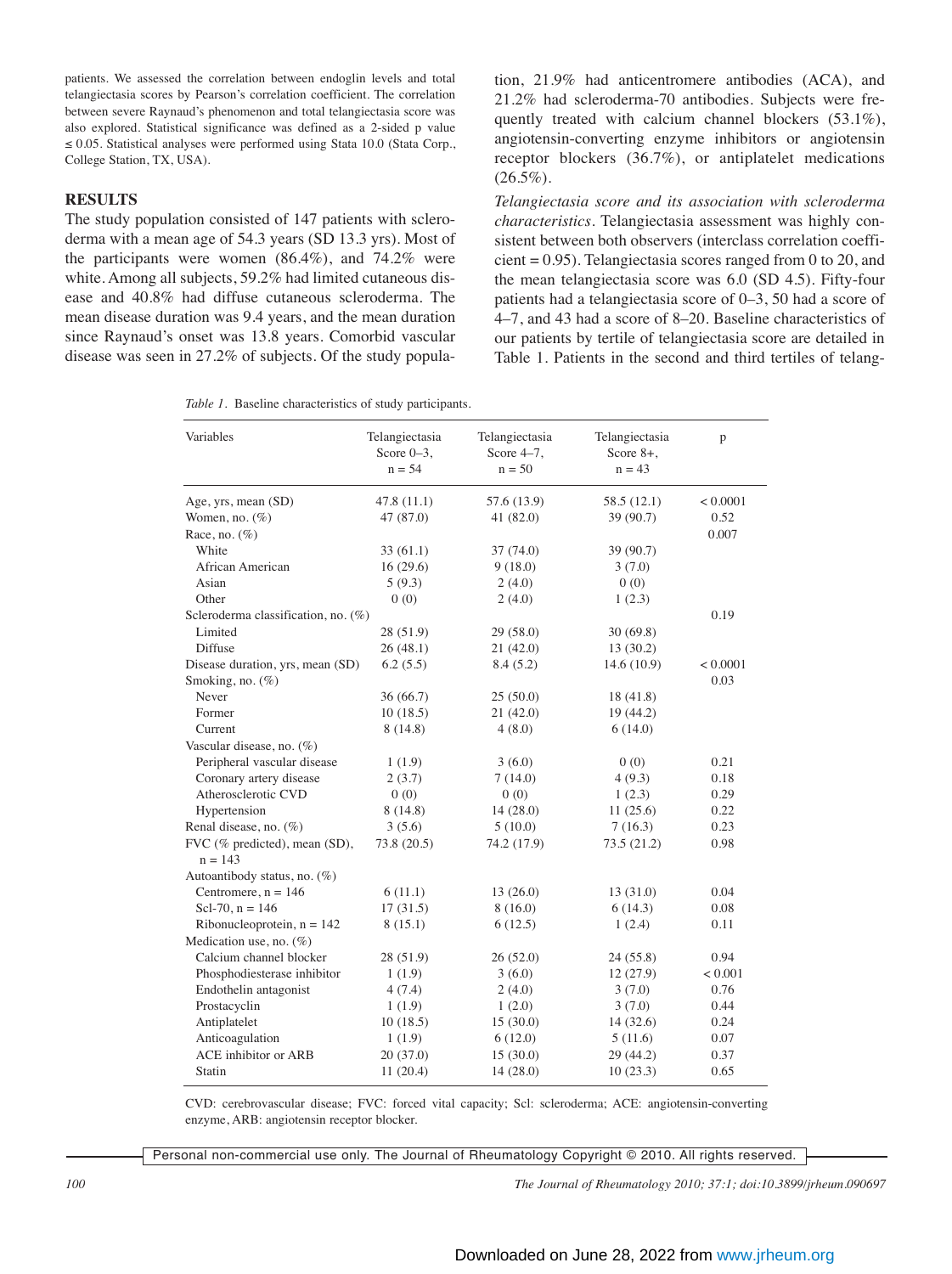patients. We assessed the correlation between endoglin levels and total telangiectasia scores by Pearson's correlation coefficient. The correlation between severe Raynaud's phenomenon and total telangiectasia score was also explored. Statistical significance was defined as a 2-sided p value ≤ 0.05. Statistical analyses were performed using Stata 10.0 (Stata Corp., College Station, TX, USA).

## RESULTS

The study population consisted of 147 patients with scleroderma with a mean age of 54.3 years (SD 13.3 yrs). Most of the participants were women (86.4%), and 74.2% were white. Among all subjects, 59.2% had limited cutaneous disease and 40.8% had diffuse cutaneous scleroderma. The mean disease duration was 9.4 years, and the mean duration since Raynaud's onset was 13.8 years. Comorbid vascular disease was seen in 27.2% of subjects. Of the study population, 21.9% had anticentromere antibodies (ACA), and 21.2% had scleroderma-70 antibodies. Subjects were frequently treated with calcium channel blockers (53.1%), angiotensin-converting enzyme inhibitors or angiotensin receptor blockers (36.7%), or antiplatelet medications (26.5%).

*Telangiectasia score and its association with scleroderma characteristics*. Telangiectasia assessment was highly consistent between both observers (interclass correlation coefficient = 0.95). Telangiectasia scores ranged from 0 to 20, and the mean telangiectasia score was 6.0 (SD 4.5). Fifty-four patients had a telangiectasia score of 0–3, 50 had a score of 4–7, and 43 had a score of 8–20. Baseline characteristics of our patients by tertile of telangiectasia score are detailed in Table 1. Patients in the second and third tertiles of telang-

*Table 1*. Baseline characteristics of study participants.

| Variables | Telangiectasia Score 0–3, n = 54 | Telangiectasia Score 4–7, n = 50 | Telangiectasia Score 8+, n = 43 | p |
|---|---|---|---|---|
| Age, yrs, mean (SD) | 47.8 (11.1) | 57.6 (13.9) | 58.5 (12.1) | < 0.0001 |
| Women, no. (%) | 47 (87.0) | 41 (82.0) | 39 (90.7) | 0.52 |
| Race, no. (%) | | | | 0.007 |
| White | 33 (61.1) | 37 (74.0) | 39 (90.7) | |
| African American | 16 (29.6) | 9 (18.0) | 3 (7.0) | |
| Asian | 5 (9.3) | 2 (4.0) | 0 (0) | |
| Other | 0 (0) | 2 (4.0) | 1 (2.3) | |
| Scleroderma classification, no. (%) | | | | 0.19 |
| Limited | 28 (51.9) | 29 (58.0) | 30 (69.8) | |
| Diffuse | 26 (48.1) | 21 (42.0) | 13 (30.2) | |
| Disease duration, yrs, mean (SD) | 6.2 (5.5) | 8.4 (5.2) | 14.6 (10.9) | < 0.0001 |
| Smoking, no. (%) | | | | 0.03 |
| Never | 36 (66.7) | 25 (50.0) | 18 (41.8) | |
| Former | 10 (18.5) | 21 (42.0) | 19 (44.2) | |
| Current | 8 (14.8) | 4 (8.0) | 6 (14.0) | |
| Vascular disease, no. (%) | | | | |
| Peripheral vascular disease | 1 (1.9) | 3 (6.0) | 0 (0) | 0.21 |
| Coronary artery disease | 2 (3.7) | 7 (14.0) | 4 (9.3) | 0.18 |
| Atherosclerotic CVD | 0 (0) | 0 (0) | 1 (2.3) | 0.29 |
| Hypertension | 8 (14.8) | 14 (28.0) | 11 (25.6) | 0.22 |
| Renal disease, no. (%) | 3 (5.6) | 5 (10.0) | 7 (16.3) | 0.23 |
| FVC (% predicted), mean (SD), n = 143 | 73.8 (20.5) | 74.2 (17.9) | 73.5 (21.2) | 0.98 |
| Autoantibody status, no. (%) | | | | |
| Centromere, n = 146 | 6 (11.1) | 13 (26.0) | 13 (31.0) | 0.04 |
| Scl-70, n = 146 | 17 (31.5) | 8 (16.0) | 6 (14.3) | 0.08 |
| Ribonucleoprotein, n = 142 | 8 (15.1) | 6 (12.5) | 1 (2.4) | 0.11 |
| Medication use, no. (%) | | | | |
| Calcium channel blocker | 28 (51.9) | 26 (52.0) | 24 (55.8) | 0.94 |
| Phosphodiesterase inhibitor | 1 (1.9) | 3 (6.0) | 12 (27.9) | < 0.001 |
| Endothelin antagonist | 4 (7.4) | 2 (4.0) | 3 (7.0) | 0.76 |
| Prostacyclin | 1 (1.9) | 1 (2.0) | 3 (7.0) | 0.44 |
| Antiplatelet | 10 (18.5) | 15 (30.0) | 14 (32.6) | 0.24 |
| Anticoagulation | 1 (1.9) | 6 (12.0) | 5 (11.6) | 0.07 |
| ACE inhibitor or ARB | 20 (37.0) | 15 (30.0) | 29 (44.2) | 0.37 |
| Statin | 11 (20.4) | 14 (28.0) | 10 (23.3) | 0.65 |

CVD: cerebrovascular disease; FVC: forced vital capacity; Scl: scleroderma; ACE: angiotensin-converting enzyme, ARB: angiotensin receptor blocker.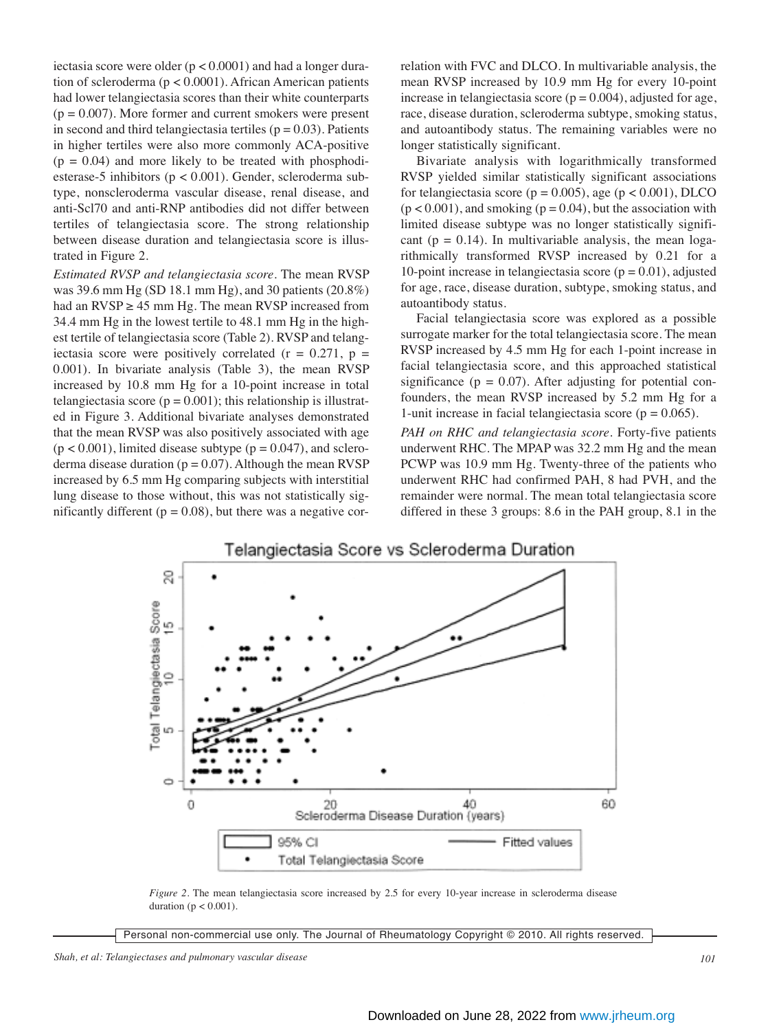iectasia score were older ($p < 0.0001$) and had a longer duration of scleroderma ($p < 0.0001$). African American patients had lower telangiectasia scores than their white counterparts ($p = 0.007$). More former and current smokers were present in second and third telangiectasia tertiles ($p = 0.03$). Patients in higher tertiles were also more commonly ACA-positive ($p = 0.04$) and more likely to be treated with phosphodiesterase-5 inhibitors ($p < 0.001$). Gender, scleroderma subtype, nonscleroderma vascular disease, renal disease, and anti-Scl70 and anti-RNP antibodies did not differ between tertiles of telangiectasia score. The strong relationship between disease duration and telangiectasia score is illustrated in Figure 2.

*Estimated RVSP and telangiectasia score.* The mean RVSP was 39.6 mm Hg (SD 18.1 mm Hg), and 30 patients (20.8%) had an RVSP ≥ 45 mm Hg. The mean RVSP increased from 34.4 mm Hg in the lowest tertile to 48.1 mm Hg in the highest tertile of telangiectasia score (Table 2). RVSP and telangiectasia score were positively correlated ($r = 0.271$, $p = 0.001$). In bivariate analysis (Table 3), the mean RVSP increased by 10.8 mm Hg for a 10-point increase in total telangiectasia score ($p = 0.001$); this relationship is illustrated in Figure 3. Additional bivariate analyses demonstrated that the mean RVSP was also positively associated with age ($p < 0.001$), limited disease subtype ($p = 0.047$), and scleroderma disease duration ($p = 0.07$). Although the mean RVSP increased by 6.5 mm Hg comparing subjects with interstitial lung disease to those without, this was not statistically significantly different ($p = 0.08$), but there was a negative correlation with FVC and DLCO. In multivariable analysis, the mean RVSP increased by 10.9 mm Hg for every 10-point increase in telangiectasia score ($p = 0.004$), adjusted for age, race, disease duration, scleroderma subtype, smoking status, and autoantibody status. The remaining variables were no longer statistically significant.

Bivariate analysis with logarithmically transformed RVSP yielded similar statistically significant associations for telangiectasia score ($p = 0.005$), age ($p < 0.001$), DLCO ($p < 0.001$), and smoking ($p = 0.04$), but the association with limited disease subtype was no longer statistically significant ($p = 0.14$). In multivariable analysis, the mean logarithmically transformed RVSP increased by 0.21 for a 10-point increase in telangiectasia score ($p = 0.01$), adjusted for age, race, disease duration, subtype, smoking status, and autoantibody status.

Facial telangiectasia score was explored as a possible surrogate marker for the total telangiectasia score. The mean RVSP increased by 4.5 mm Hg for each 1-point increase in facial telangiectasia score, and this approached statistical significance ($p = 0.07$). After adjusting for potential confounders, the mean RVSP increased by 5.2 mm Hg for a 1-unit increase in facial telangiectasia score ($p = 0.065$).

*PAH on RHC and telangiectasia score.* Forty-five patients underwent RHC. The MPAP was 32.2 mm Hg and the mean PCWP was 10.9 mm Hg. Twenty-three of the patients who underwent RHC had confirmed PAH, 8 had PVH, and the remainder were normal. The mean total telangiectasia score differed in these 3 groups: 8.6 in the PAH group, 8.1 in the

*Figure 2.* The mean telangiectasia score increased by 2.5 for every 10-year increase in scleroderma disease duration ($p < 0.001$).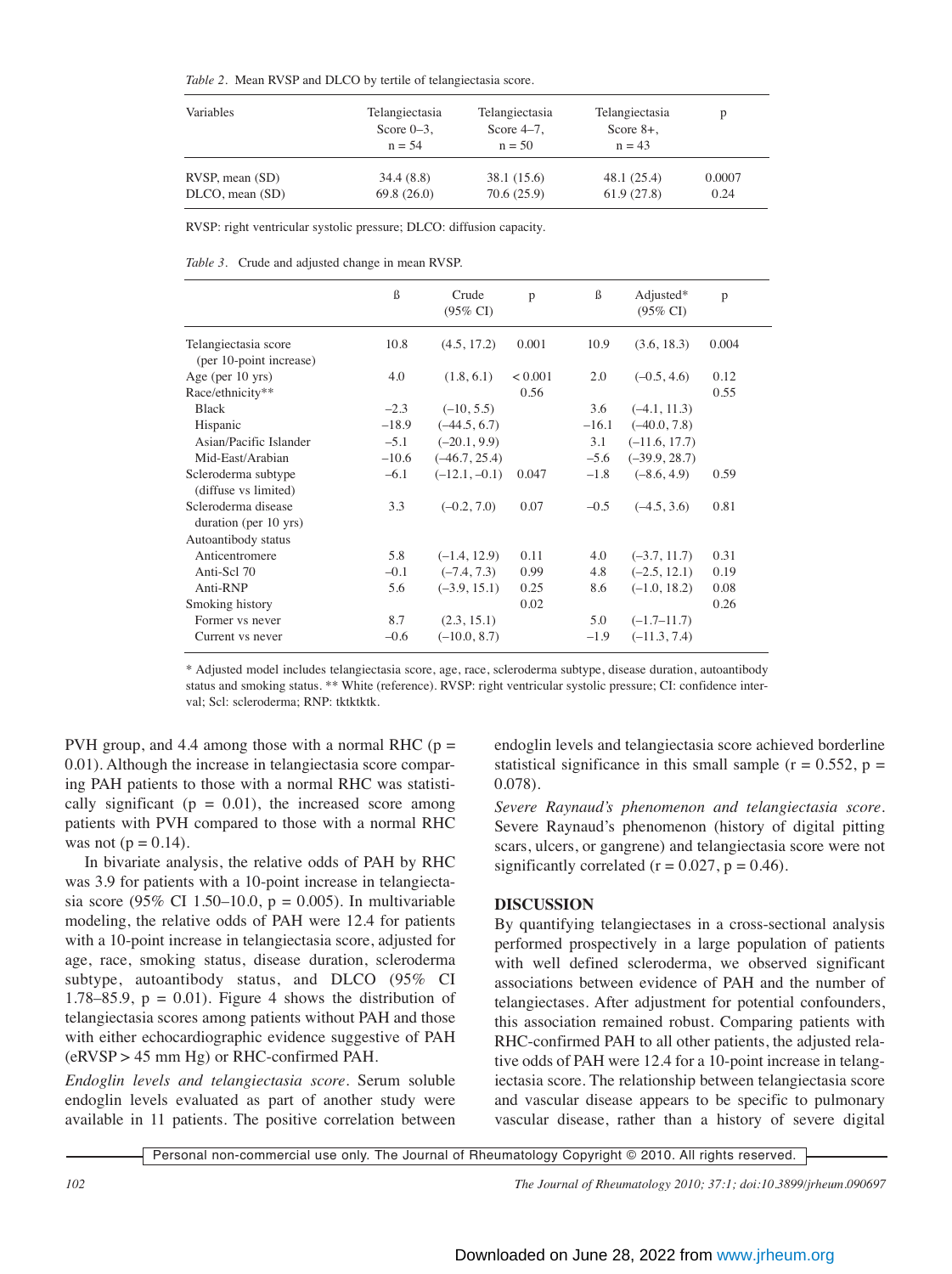*Table 2.* Mean RVSP and DLCO by tertile of telangiectasia score.

| Variables | Telangiectasia Score 0–3, n = 54 | Telangiectasia Score 4–7, n = 50 | Telangiectasia Score 8+, n = 43 | p |
|---|---|---|---|---|
| RVSP, mean (SD) | 34.4 (8.8) | 38.1 (15.6) | 48.1 (25.4) | 0.0007 |
| DLCO, mean (SD) | 69.8 (26.0) | 70.6 (25.9) | 61.9 (27.8) | 0.24 |

RVSP: right ventricular systolic pressure; DLCO: diffusion capacity.

*Table 3.* Crude and adjusted change in mean RVSP.

| | ß | Crude (95% CI) | p | ß | Adjusted* (95% CI) | p |
|---|---|---|---|---|---|---|
| Telangiectasia score (per 10-point increase) | 10.8 | (4.5, 17.2) | 0.001 | 10.9 | (3.6, 18.3) | 0.004 |
| Age (per 10 yrs) | 4.0 | (1.8, 6.1) | < 0.001 | 2.0 | (–0.5, 4.6) | 0.12 |
| Race/ethnicity** | | | 0.56 | | | 0.55 |
| Black | –2.3 | (–10, 5.5) | | 3.6 | (–4.1, 11.3) | |
| Hispanic | –18.9 | (–44.5, 6.7) | | –16.1 | (–40.0, 7.8) | |
| Asian/Pacific Islander | –5.1 | (–20.1, 9.9) | | 3.1 | (–11.6, 17.7) | |
| Mid-East/Arabian | –10.6 | (–46.7, 25.4) | | –5.6 | (–39.9, 28.7) | |
| Scleroderma subtype (diffuse vs limited) | –6.1 | (–12.1, –0.1) | 0.047 | –1.8 | (–8.6, 4.9) | 0.59 |
| Scleroderma disease duration (per 10 yrs) | 3.3 | (–0.2, 7.0) | 0.07 | –0.5 | (–4.5, 3.6) | 0.81 |
| Autoantibody status | | | | | | |
| Anticentromere | 5.8 | (–1.4, 12.9) | 0.11 | 4.0 | (–3.7, 11.7) | 0.31 |
| Anti-Scl 70 | –0.1 | (–7.4, 7.3) | 0.99 | 4.8 | (–2.5, 12.1) | 0.19 |
| Anti-RNP | 5.6 | (–3.9, 15.1) | 0.25 | 8.6 | (–1.0, 18.2) | 0.08 |
| Smoking history | | | 0.02 | | | 0.26 |
| Former vs never | 8.7 | (2.3, 15.1) | | 5.0 | (–1.7–11.7) | |
| Current vs never | –0.6 | (–10.0, 8.7) | | –1.9 | (–11.3, 7.4) | |

\* Adjusted model includes telangiectasia score, age, race, scleroderma subtype, disease duration, autoantibody status and smoking status. ** White (reference). RVSP: right ventricular systolic pressure; CI: confidence interval; Scl: scleroderma; RNP: tktktktk.

PVH group, and 4.4 among those with a normal RHC ($p = 0.01$). Although the increase in telangiectasia score comparing PAH patients to those with a normal RHC was statistically significant ($p = 0.01$), the increased score among patients with PVH compared to those with a normal RHC was not ($p = 0.14$).

In bivariate analysis, the relative odds of PAH by RHC was 3.9 for patients with a 10-point increase in telangiectasia score (95% CI 1.50–10.0, $p = 0.005$). In multivariable modeling, the relative odds of PAH were 12.4 for patients with a 10-point increase in telangiectasia score, adjusted for age, race, smoking status, disease duration, scleroderma subtype, autoantibody status, and DLCO (95% CI 1.78–85.9, $p = 0.01$). Figure 4 shows the distribution of telangiectasia scores among patients without PAH and those with either echocardiographic evidence suggestive of PAH (eRVSP > 45 mm Hg) or RHC-confirmed PAH.

*Endoglin levels and telangiectasia score.* Serum soluble endoglin levels evaluated as part of another study were available in 11 patients. The positive correlation between endoglin levels and telangiectasia score achieved borderline statistical significance in this small sample ($r = 0.552$, $p = 0.078$).

*Severe Raynaud's phenomenon and telangiectasia score.* Severe Raynaud's phenomenon (history of digital pitting scars, ulcers, or gangrene) and telangiectasia score were not significantly correlated ($r = 0.027$, $p = 0.46$).

## DISCUSSION

By quantifying telangiectases in a cross-sectional analysis performed prospectively in a large population of patients with well defined scleroderma, we observed significant associations between evidence of PAH and the number of telangiectases. After adjustment for potential confounders, this association remained robust. Comparing patients with RHC-confirmed PAH to all other patients, the adjusted relative odds of PAH were 12.4 for a 10-point increase in telangiectasia score. The relationship between telangiectasia score and vascular disease appears to be specific to pulmonary vascular disease, rather than a history of severe digital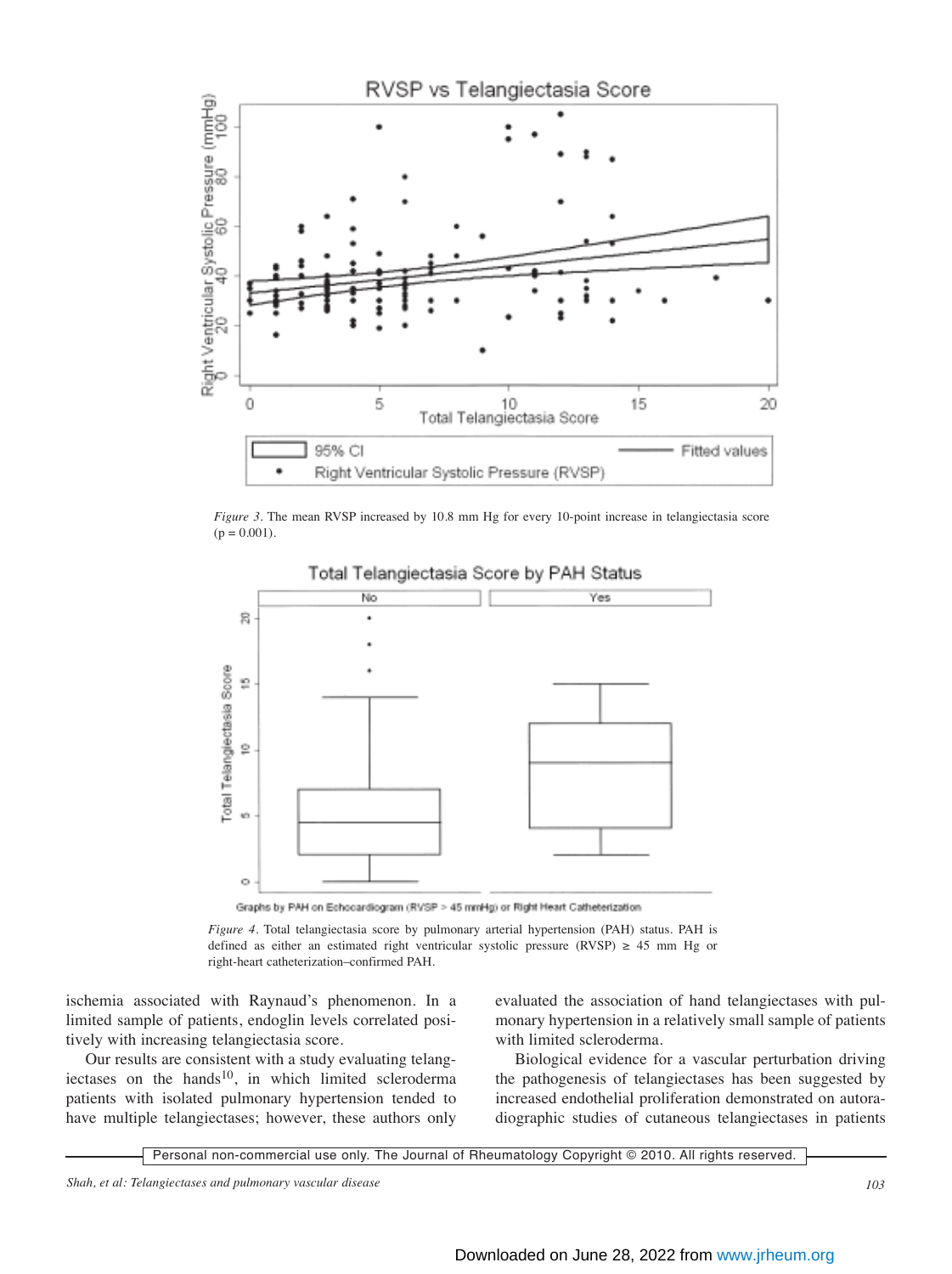*Figure 3*. The mean RVSP increased by 10.8 mm Hg for every 10-point increase in telangiectasia score (p = 0.001).

*Figure 4*. Total telangiectasia score by pulmonary arterial hypertension (PAH) status. PAH is defined as either an estimated right ventricular systolic pressure (RVSP) ≥ 45 mm Hg or right-heart catheterization–confirmed PAH.

ischemia associated with Raynaud's phenomenon. In a limited sample of patients, endoglin levels correlated positively with increasing telangiectasia score.

Our results are consistent with a study evaluating telangiectases on the hands[10], in which limited scleroderma patients with isolated pulmonary hypertension tended to have multiple telangiectases; however, these authors only evaluated the association of hand telangiectases with pulmonary hypertension in a relatively small sample of patients with limited scleroderma.

Biological evidence for a vascular perturbation driving the pathogenesis of telangiectases has been suggested by increased endothelial proliferation demonstrated on autoradiographic studies of cutaneous telangiectases in patients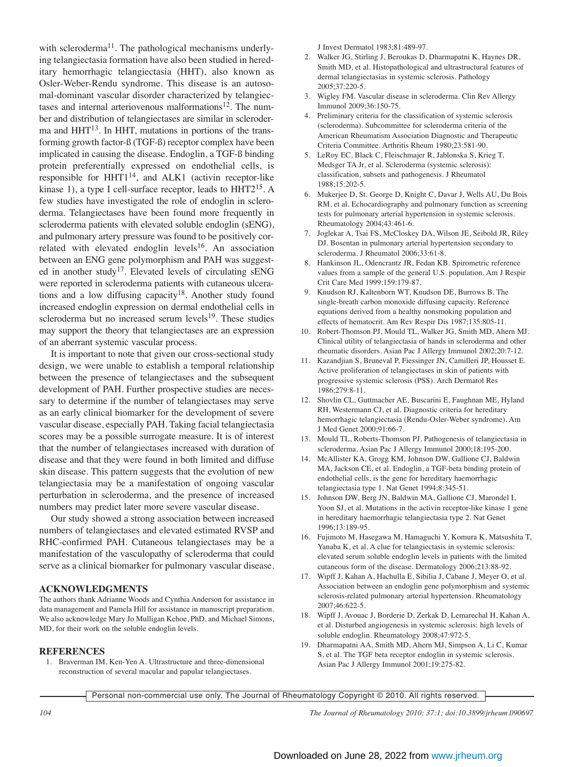with scleroderma[11]. The pathological mechanisms underlying telangiectasia formation have also been studied in hereditary hemorrhagic telangiectasia (HHT), also known as Osler-Weber-Rendu syndrome. This disease is an autosomal-dominant vascular disorder characterized by telangiectases and internal arteriovenous malformations[12]. The number and distribution of telangiectases are similar in scleroderma and HHT[13]. In HHT, mutations in portions of the transforming growth factor-ß (TGF-ß) receptor complex have been implicated in causing the disease. Endoglin, a TGF-ß binding protein preferentially expressed on endothelial cells, is responsible for HHT1[14], and ALK1 (activin receptor-like kinase 1), a type I cell-surface receptor, leads to HHT2[15]. A few studies have investigated the role of endoglin in scleroderma. Telangiectases have been found more frequently in scleroderma patients with elevated soluble endoglin (sENG), and pulmonary artery pressure was found to be positively correlated with elevated endoglin levels[16]. An association between an ENG gene polymorphism and PAH was suggested in another study[17]. Elevated levels of circulating sENG were reported in scleroderma patients with cutaneous ulcerations and a low diffusing capacity[18]. Another study found increased endoglin expression on dermal endothelial cells in scleroderma but no increased serum levels[19]. These studies may support the theory that telangiectases are an expression of an aberrant systemic vascular process.

It is important to note that given our cross-sectional study design, we were unable to establish a temporal relationship between the presence of telangiectases and the subsequent development of PAH. Further prospective studies are necessary to determine if the number of telangiectases may serve as an early clinical biomarker for the development of severe vascular disease, especially PAH. Taking facial telangiectasia scores may be a possible surrogate measure. It is of interest that the number of telangiectases increased with duration of disease and that they were found in both limited and diffuse skin disease. This pattern suggests that the evolution of new telangiectasia may be a manifestation of ongoing vascular perturbation in scleroderma, and the presence of increased numbers may predict later more severe vascular disease.

Our study showed a strong association between increased numbers of telangiectases and elevated estimated RVSP and RHC-confirmed PAH. Cutaneous telangiectases may be a manifestation of the vasculopathy of scleroderma that could serve as a clinical biomarker for pulmonary vascular disease.

## ACKNOWLEDGMENTS

The authors thank Adrianne Woods and Cynthia Anderson for assistance in data management and Pamela Hill for assistance in manuscript preparation. We also acknowledge Mary Jo Mulligan Kehoe, PhD, and Michael Simons, MD, for their work on the soluble endoglin levels.

## REFERENCES

1. Braverman IM, Ken-Yen A. Ultrastructure and three-dimensional reconstruction of several macular and papular telangiectases. J Invest Dermatol 1983;81:489-97.
2. Walker JG, Stirling J, Beroukas D, Dharmapatni K, Haynes DR, Smith MD, et al. Histopathological and ultrastructural features of dermal telangiectasias in systemic sclerosis. Pathology 2005;37:220-5.
3. Wigley FM. Vascular disease in scleroderma. Clin Rev Allergy Immunol 2009;36:150-75.
4. Preliminary criteria for the classification of systemic sclerosis (scleroderma). Subcommittee for scleroderma criteria of the American Rheumatism Association Diagnostic and Therapeutic Criteria Committee. Arthritis Rheum 1980;23:581-90.
5. LeRoy EC, Black C, Fleischmajer R, Jablonska S, Krieg T, Medsger TA Jr, et al. Scleroderma (systemic sclerosis): classification, subsets and pathogenesis. J Rheumatol 1988;15:202-5.
6. Mukerjee D, St. George D, Knight C, Davar J, Wells AU, Du Bois RM, et al. Echocardiography and pulmonary function as screening tests for pulmonary arterial hypertension in systemic sclerosis. Rheumatology 2004;43:461-6.
7. Joglekar A, Tsai FS, McCloskey DA, Wilson JE, Seibold JR, Riley DJ. Bosentan in pulmonary arterial hypertension secondary to scleroderma. J Rheumatol 2006;33:61-8.
8. Hankinson JL, Odencrantz JR, Fedan KB. Spirometric reference values from a sample of the general U.S. population. Am J Respir Crit Care Med 1999;159:179-87.
9. Knudson RJ, Kaltenborn WT, Knudson DE, Burrows B. The single-breath carbon monoxide diffusing capacity. Reference equations derived from a healthy nonsmoking population and effects of hematocrit. Am Rev Respir Dis 1987;135:805-11.
10. Robert-Thomson PJ, Mould TL, Walker JG, Smith MD, Ahern MJ. Clinical utility of telangiectasia of hands in scleroderma and other rheumatic disorders. Asian Pac J Allergy Immunol 2002;20:7-12.
11. Kazandjian S, Bruneval P, Fiessinger JN, Camilleri JP, Housset E. Active proliferation of telangiectases in skin of patients with progressive systemic sclerosis (PSS). Arch Dermatol Res 1986;279:8-11.
12. Shovlin CL, Guttmacher AE, Buscarini E, Faughnan ME, Hyland RH, Westermann CJ, et al. Diagnostic criteria for hereditary hemorrhagic telangiectasia (Rendu-Osler-Weber syndrome). Am J Med Genet 2000;91:66-7.
13. Mould TL, Roberts-Thomson PJ. Pathogenesis of telangiectasia in scleroderma. Asian Pac J Allergy Immunol 2000;18:195-200.
14. McAllister KA, Grogg KM, Johnson DW, Gallione CJ, Baldwin MA, Jackson CE, et al. Endoglin, a TGF-beta binding protein of endothelial cells, is the gene for hereditary haemorrhagic telangiectasia type 1. Nat Genet 1994;8:345-51.
15. Johnson DW, Berg JN, Baldwin MA, Gallione CJ, Marondel I, Yoon SJ, et al. Mutations in the activin receptor-like kinase 1 gene in hereditary haemorrhagic telangiectasia type 2. Nat Genet 1996;13:189-95.
16. Fujimoto M, Hasegawa M, Hamaguchi Y, Komura K, Matsushita T, Yanaba K, et al. A clue for telangiectasis in systemic sclerosis: elevated serum soluble endoglin levels in patients with the limited cutaneous form of the disease. Dermatology 2006;213:88-92.
17. Wipff J, Kahan A, Hachulla E, Sibilia J, Cabane J, Meyer O, et al. Association between an endoglin gene polymorphism and systemic sclerosis-related pulmonary arterial hypertension. Rheumatology 2007;46:622-5.
18. Wipff J, Avouac J, Borderie D, Zerkak D, Lemarechal H, Kahan A, et al. Disturbed angiogenesis in systemic sclerosis: high levels of soluble endoglin. Rheumatology 2008;47:972-5.
19. Dharmapatni AA, Smith MD, Ahern MJ, Simpson A, Li C, Kumar S, et al. The TGF beta receptor endoglin in systemic sclerosis. Asian Pac J Allergy Immunol 2001;19:275-82.